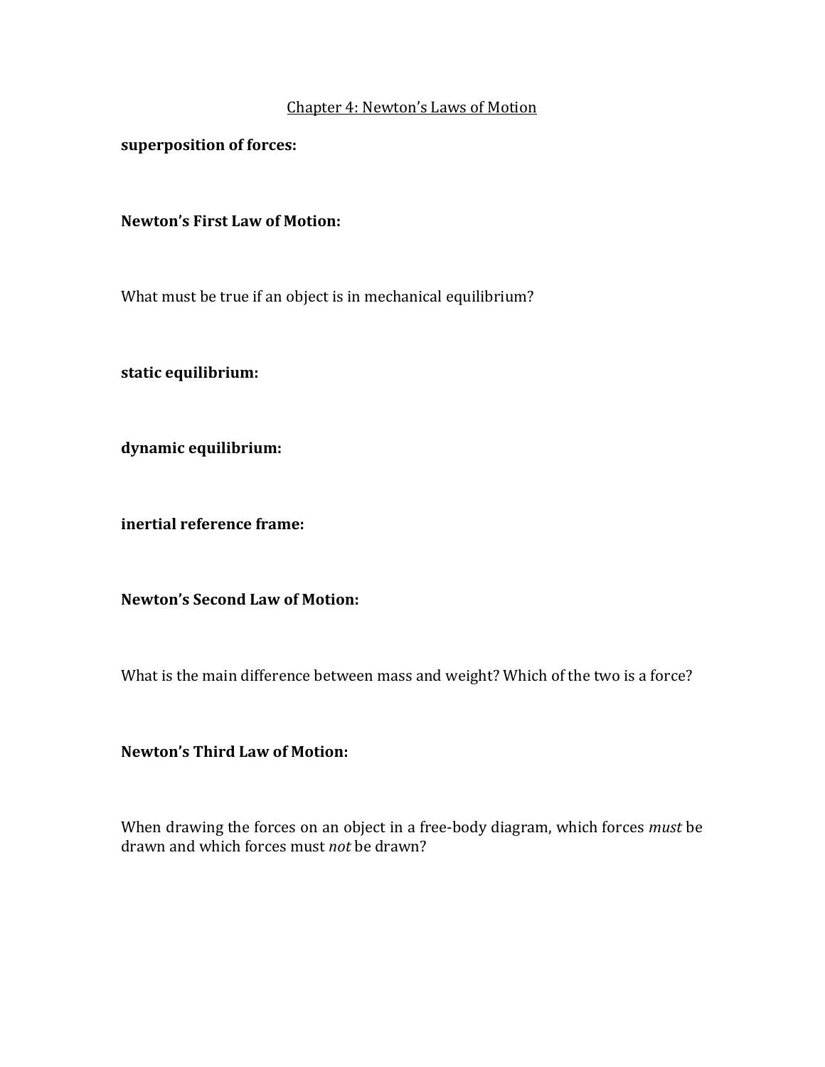# Chapter 4: Newton's Laws of Motion

**superposition of forces:**

**Newton's First Law of Motion:**

What must be true if an object is in mechanical equilibrium?

**static equilibrium:**

**dynamic equilibrium:**

**inertial reference frame:**

**Newton's Second Law of Motion:**

What is the main difference between mass and weight? Which of the two is a force?

**Newton's Third Law of Motion:**

When drawing the forces on an object in a free-body diagram, which forces *must* be drawn and which forces must *not* be drawn?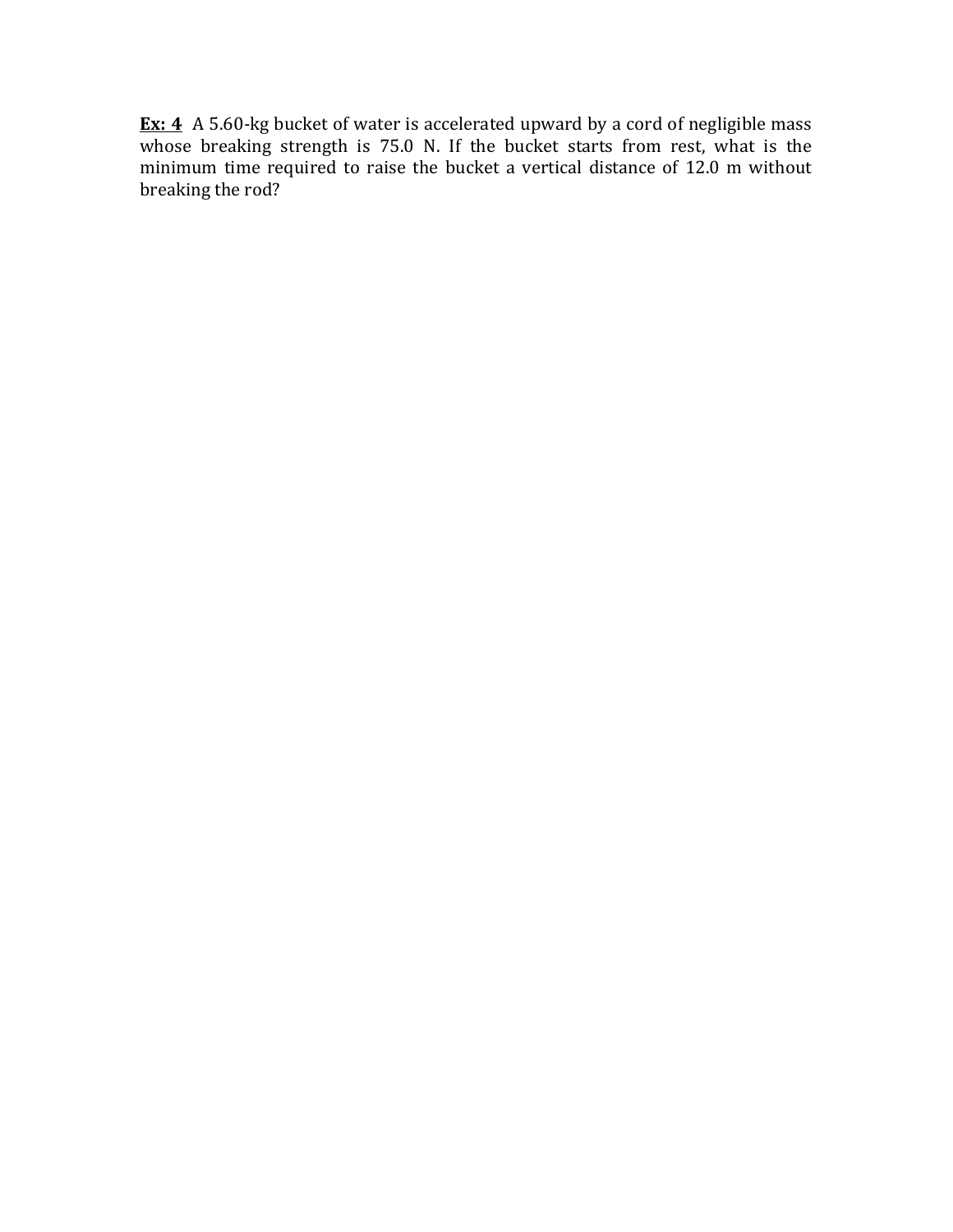**<u>Ex: 4</u>** A 5.60-kg bucket of water is accelerated upward by a cord of negligible mass whose breaking strength is 75.0 N. If the bucket starts from rest, what is the minimum time required to raise the bucket a vertical distance of 12.0 m without breaking the rod?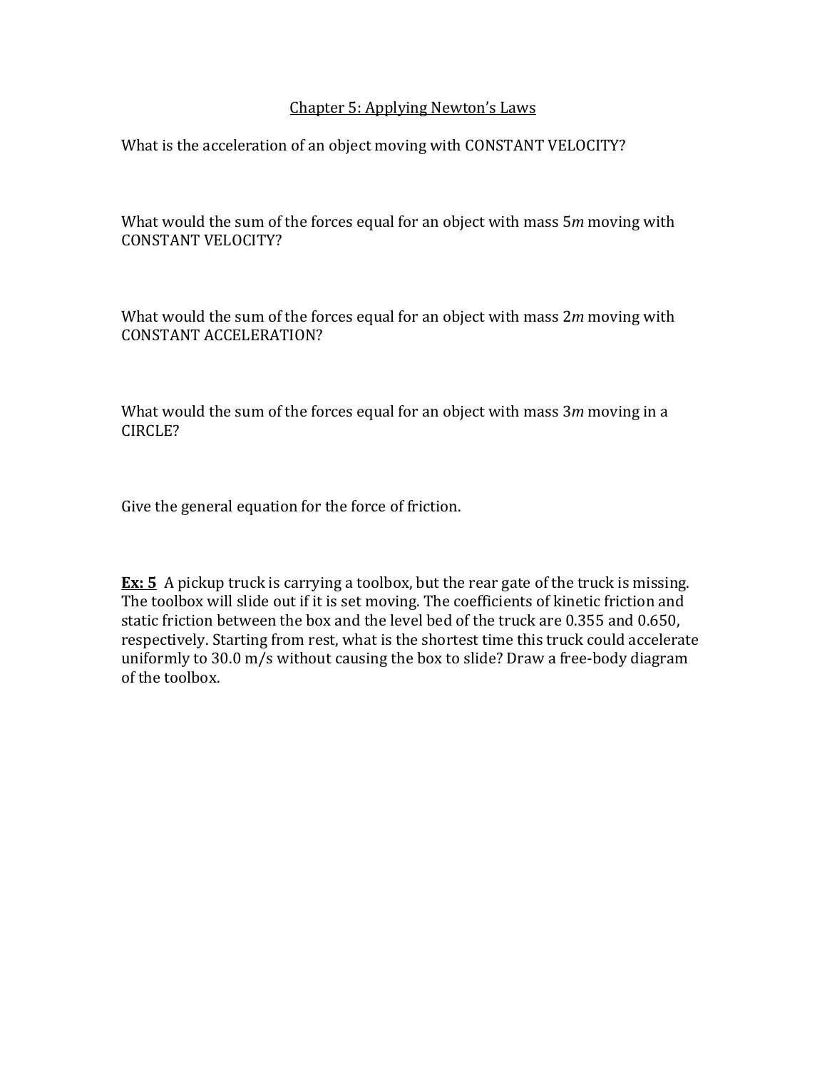## Chapter 5: Applying Newton's Laws

What is the acceleration of an object moving with CONSTANT VELOCITY?

What would the sum of the forces equal for an object with mass $5m$ moving with CONSTANT VELOCITY?

What would the sum of the forces equal for an object with mass $2m$ moving with CONSTANT ACCELERATION?

What would the sum of the forces equal for an object with mass $3m$ moving in a CIRCLE?

Give the general equation for the force of friction.

**Ex: 5** A pickup truck is carrying a toolbox, but the rear gate of the truck is missing. The toolbox will slide out if it is set moving. The coefficients of kinetic friction and static friction between the box and the level bed of the truck are 0.355 and 0.650, respectively. Starting from rest, what is the shortest time this truck could accelerate uniformly to 30.0 m/s without causing the box to slide? Draw a free-body diagram of the toolbox.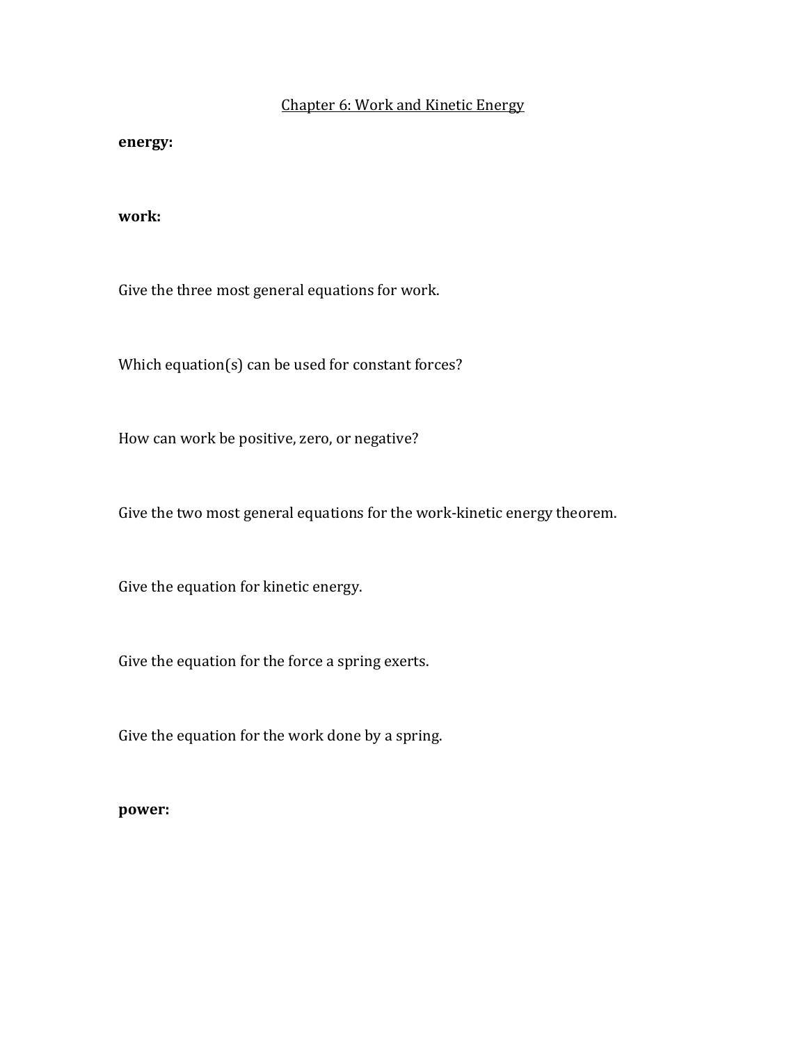## Chapter 6: Work and Kinetic Energy

**energy:**

**work:**

Give the three most general equations for work.

Which equation(s) can be used for constant forces?

How can work be positive, zero, or negative?

Give the two most general equations for the work-kinetic energy theorem.

Give the equation for kinetic energy.

Give the equation for the force a spring exerts.

Give the equation for the work done by a spring.

**power:**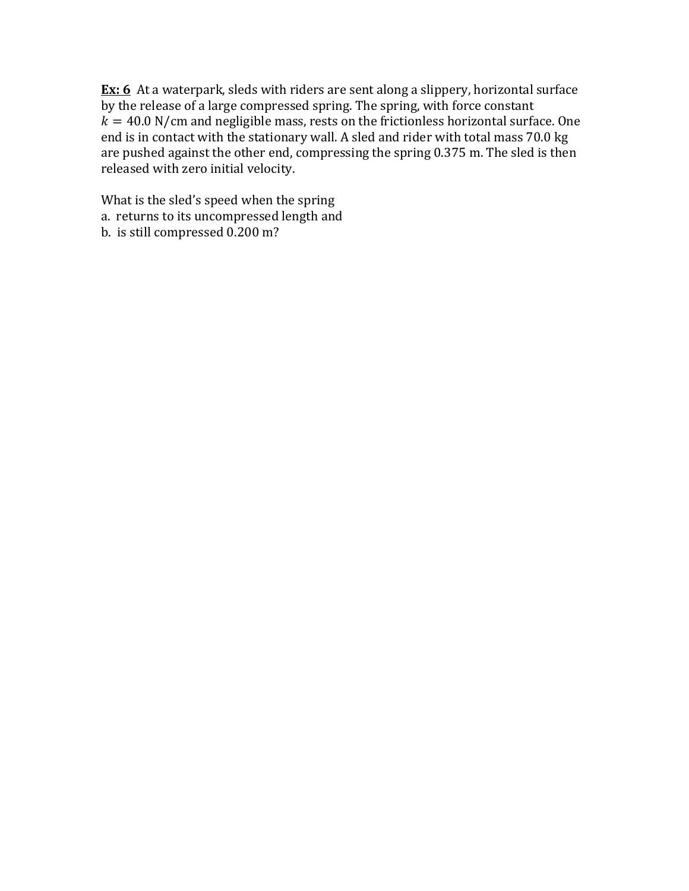**Ex: 6** At a waterpark, sleds with riders are sent along a slippery, horizontal surface by the release of a large compressed spring. The spring, with force constant $k = 40.0\ \text{N/cm}$ and negligible mass, rests on the frictionless horizontal surface. One end is in contact with the stationary wall. A sled and rider with total mass 70.0 kg are pushed against the other end, compressing the spring 0.375 m. The sled is then released with zero initial velocity.

What is the sled's speed when the spring

a. returns to its uncompressed length and

b. is still compressed 0.200 m?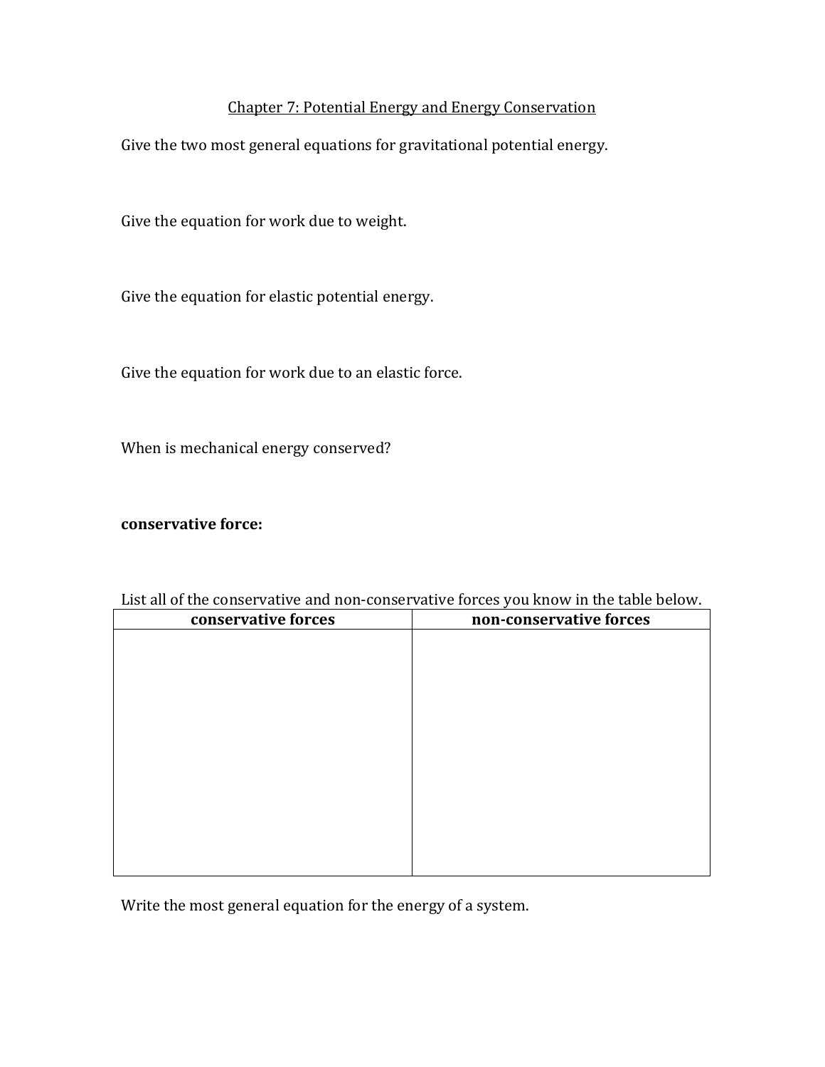# Chapter 7: Potential Energy and Energy Conservation

Give the two most general equations for gravitational potential energy.

Give the equation for work due to weight.

Give the equation for elastic potential energy.

Give the equation for work due to an elastic force.

When is mechanical energy conserved?

**conservative force:**

List all of the conservative and non-conservative forces you know in the table below.

| conservative forces | non-conservative forces |
| --- | --- |
| | |

Write the most general equation for the energy of a system.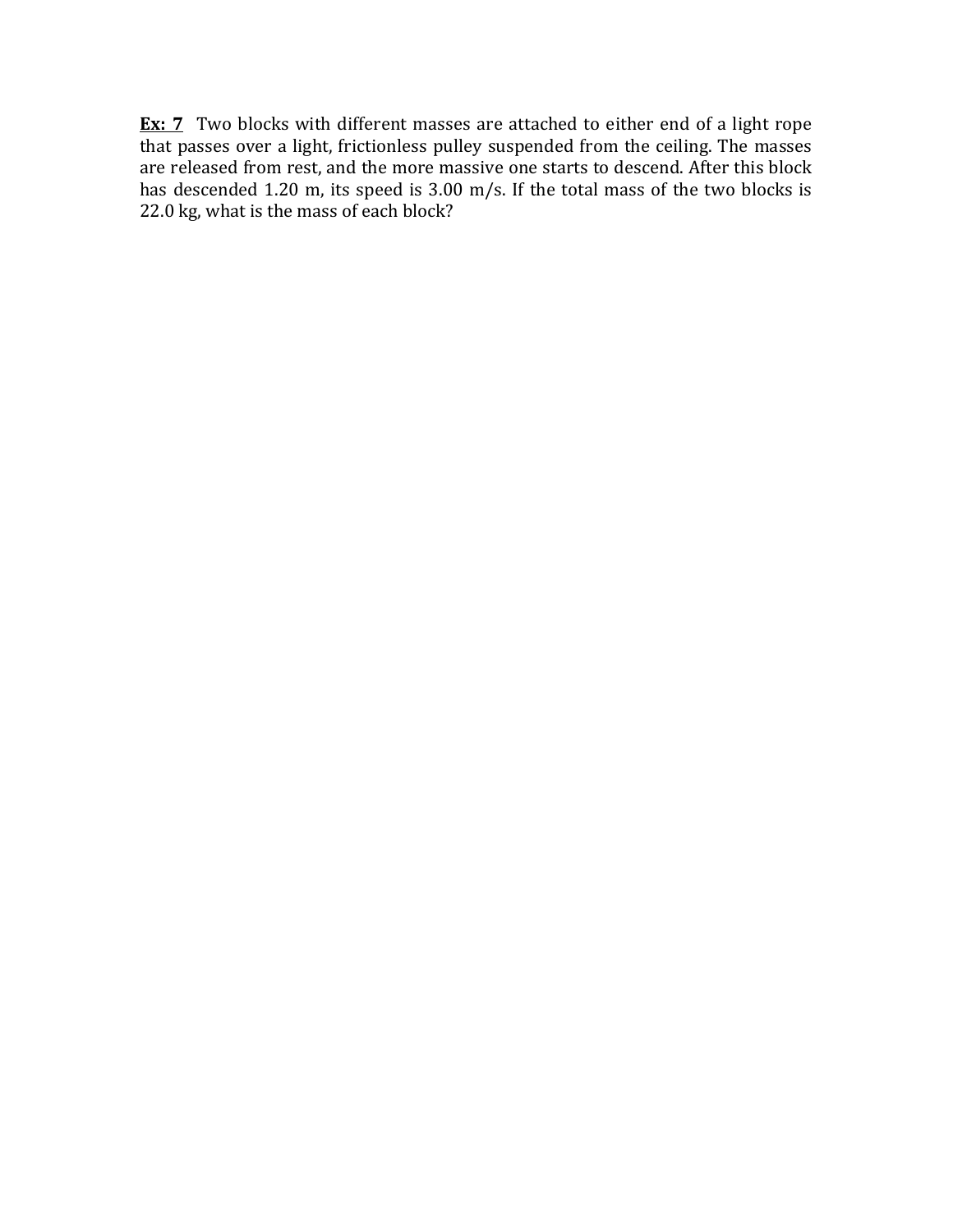**<u>Ex: 7</u>** Two blocks with different masses are attached to either end of a light rope that passes over a light, frictionless pulley suspended from the ceiling. The masses are released from rest, and the more massive one starts to descend. After this block has descended 1.20 m, its speed is 3.00 m/s. If the total mass of the two blocks is 22.0 kg, what is the mass of each block?